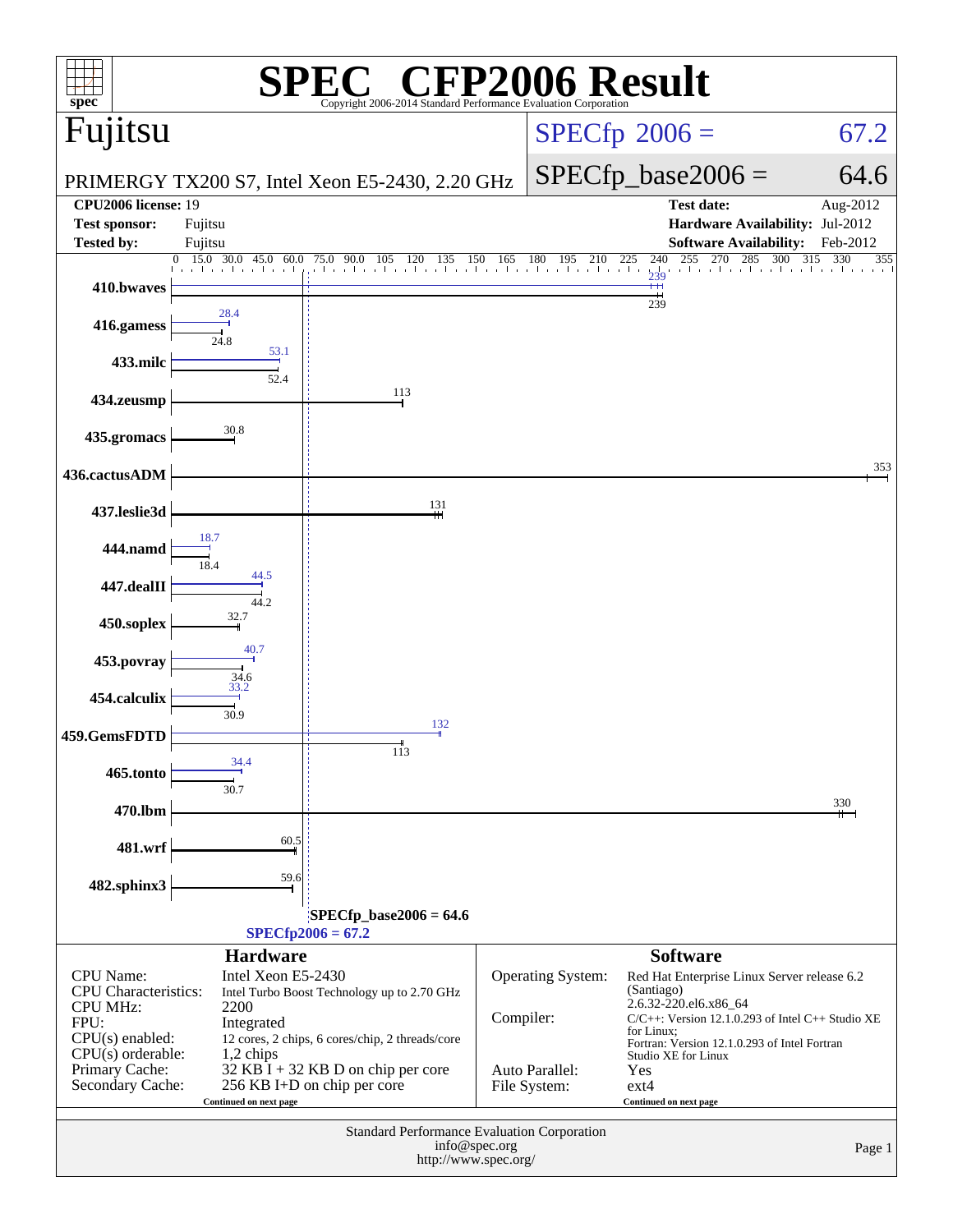# SPEC CFP2006 Result

Copyright 2006-2014 Standard Performance Evaluation Corporation

## Fujitsu

PRIMERGY TX200 S7, Intel Xeon E5-2430, 2.20 GHz

SPECfp 2006 = 67.2

SPECfp_base2006 = 64.6

| | | | |
|---|---|---|---|
| **CPU2006 license:** 19 | | **Test date:** | Aug-2012 |
| **Test sponsor:** | Fujitsu | **Hardware Availability:** | Jul-2012 |
| **Tested by:** | Fujitsu | **Software Availability:** | Feb-2012 |

| Benchmark | Peak | Base |
|---|---|---|
| 410.bwaves | 239 | 239 |
| 416.gamess | 28.4 | 24.8 |
| 433.milc | 53.1 | 52.4 |
| 434.zeusmp | | 113 |
| 435.gromacs | | 30.8 |
| 436.cactusADM | | 353 |
| 437.leslie3d | | 131 |
| 444.namd | 18.7 | 18.4 |
| 447.dealII | 44.5 | 44.2 |
| 450.soplex | | 32.7 |
| 453.povray | 40.7 | 34.6 |
| 454.calculix | 33.2 | 30.9 |
| 459.GemsFDTD | 132 | 113 |
| 465.tonto | 34.4 | 30.7 |
| 470.lbm | | 330 |
| 481.wrf | | 60.5 |
| 482.sphinx3 | | 59.6 |

SPECfp_base2006 = 64.6

SPECfp2006 = 67.2

### Hardware

| | |
|---|---|
| CPU Name: | Intel Xeon E5-2430 |
| CPU Characteristics: | Intel Turbo Boost Technology up to 2.70 GHz |
| CPU MHz: | 2200 |
| FPU: | Integrated |
| CPU(s) enabled: | 12 cores, 2 chips, 6 cores/chip, 2 threads/core |
| CPU(s) orderable: | 1,2 chips |
| Primary Cache: | 32 KB I + 32 KB D on chip per core |
| Secondary Cache: | 256 KB I+D on chip per core |

Continued on next page

### Software

| | |
|---|---|
| Operating System: | Red Hat Enterprise Linux Server release 6.2 (Santiago) 2.6.32-220.el6.x86_64 |
| Compiler: | C/C++: Version 12.1.0.293 of Intel C++ Studio XE for Linux; Fortran: Version 12.1.0.293 of Intel Fortran Studio XE for Linux |
| Auto Parallel: | Yes |
| File System: | ext4 |

Continued on next page

Standard Performance Evaluation Corporation
info@spec.org
http://www.spec.org/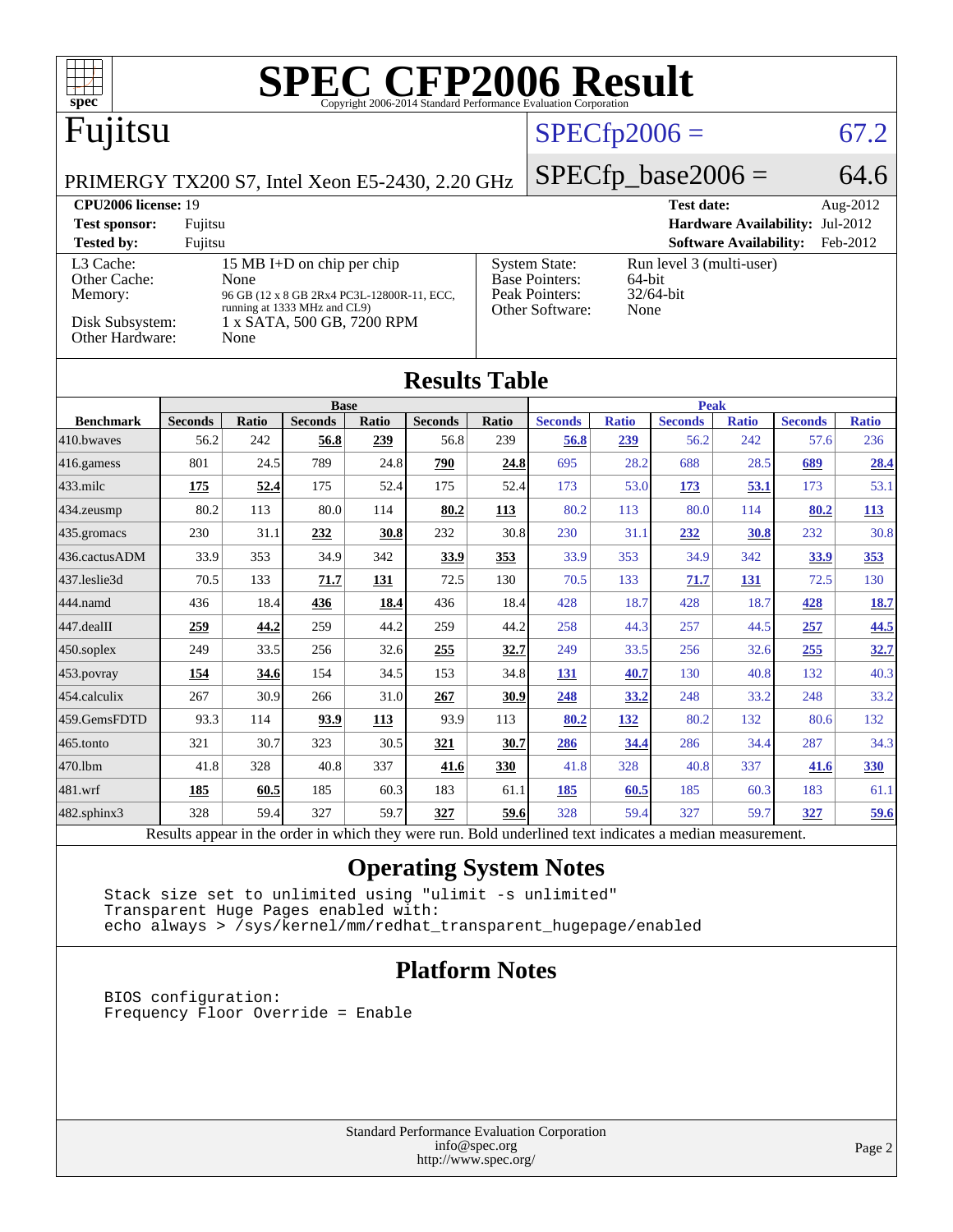# SPEC CFP2006 Result

Copyright 2006-2014 Standard Performance Evaluation Corporation

## Fujitsu

PRIMERGY TX200 S7, Intel Xeon E5-2430, 2.20 GHz

SPECfp2006 = 67.2

SPECfp_base2006 = 64.6

| | | | |
|---|---|---|---|
| **CPU2006 license:** 19 | | **Test date:** | Aug-2012 |
| **Test sponsor:** | Fujitsu | **Hardware Availability:** | Jul-2012 |
| **Tested by:** | Fujitsu | **Software Availability:** | Feb-2012 |

| | | | |
|---|---|---|---|
| L3 Cache: | 15 MB I+D on chip per chip | System State: | Run level 3 (multi-user) |
| Other Cache: | None | Base Pointers: | 64-bit |
| Memory: | 96 GB (12 x 8 GB 2Rx4 PC3L-12800R-11, ECC, running at 1333 MHz and CL9) | Peak Pointers: | 32/64-bit |
| Disk Subsystem: | 1 x SATA, 500 GB, 7200 RPM | Other Software: | None |
| Other Hardware: | None | | |

## Results Table

| Benchmark | Base | | | | | | Peak | | | | | |
|---|---|---|---|---|---|---|---|---|---|---|---|---|
| | Seconds | Ratio | Seconds | Ratio | Seconds | Ratio | Seconds | Ratio | Seconds | Ratio | Seconds | Ratio |
| 410.bwaves | 56.2 | 242 | **56.8** | **239** | 56.8 | 239 | **56.8** | **239** | 56.2 | 242 | 57.6 | 236 |
| 416.gamess | 801 | 24.5 | 789 | 24.8 | **790** | **24.8** | 695 | 28.2 | 688 | 28.5 | **689** | **28.4** |
| 433.milc | **175** | **52.4** | 175 | 52.4 | 175 | 52.4 | 173 | 53.0 | **173** | **53.1** | 173 | 53.1 |
| 434.zeusmp | 80.2 | 113 | 80.0 | 114 | **80.2** | **113** | 80.2 | 113 | 80.0 | 114 | **80.2** | **113** |
| 435.gromacs | 230 | 31.1 | **232** | **30.8** | 232 | 30.8 | 230 | 31.1 | **232** | **30.8** | 232 | 30.8 |
| 436.cactusADM | 33.9 | 353 | 34.9 | 342 | **33.9** | **353** | 33.9 | 353 | 34.9 | 342 | **33.9** | **353** |
| 437.leslie3d | 70.5 | 133 | **71.7** | **131** | 72.5 | 130 | 70.5 | 133 | **71.7** | **131** | 72.5 | 130 |
| 444.namd | 436 | 18.4 | **436** | **18.4** | 436 | 18.4 | 428 | 18.7 | 428 | 18.7 | **428** | **18.7** |
| 447.dealII | **259** | **44.2** | 259 | 44.2 | 259 | 44.2 | 258 | 44.3 | 257 | 44.5 | **257** | **44.5** |
| 450.soplex | 249 | 33.5 | 256 | 32.6 | **255** | **32.7** | 249 | 33.5 | 256 | 32.6 | **255** | **32.7** |
| 453.povray | **154** | **34.6** | 154 | 34.5 | 153 | 34.8 | **131** | **40.7** | 130 | 40.8 | 132 | 40.3 |
| 454.calculix | 267 | 30.9 | 266 | 31.0 | **267** | **30.9** | **248** | **33.2** | 248 | 33.2 | 248 | 33.2 |
| 459.GemsFDTD | 93.3 | 114 | **93.9** | **113** | 93.9 | 113 | **80.2** | **132** | 80.2 | 132 | 80.6 | 132 |
| 465.tonto | 321 | 30.7 | 323 | 30.5 | **321** | **30.7** | **286** | **34.4** | 286 | 34.4 | 287 | 34.3 |
| 470.lbm | 41.8 | 328 | 40.8 | 337 | **41.6** | **330** | 41.8 | 328 | 40.8 | 337 | **41.6** | **330** |
| 481.wrf | **185** | **60.5** | 185 | 60.3 | 183 | 61.1 | **185** | **60.5** | 185 | 60.3 | 183 | 61.1 |
| 482.sphinx3 | 328 | 59.4 | 327 | 59.7 | **327** | **59.6** | 328 | 59.4 | 327 | 59.7 | **327** | **59.6** |

Results appear in the order in which they were run. Bold underlined text indicates a median measurement.

## Operating System Notes

```
Stack size set to unlimited using "ulimit -s unlimited"
Transparent Huge Pages enabled with:
echo always > /sys/kernel/mm/redhat_transparent_hugepage/enabled
```

## Platform Notes

```
BIOS configuration:
Frequency Floor Override = Enable
```

Standard Performance Evaluation Corporation
info@spec.org
http://www.spec.org/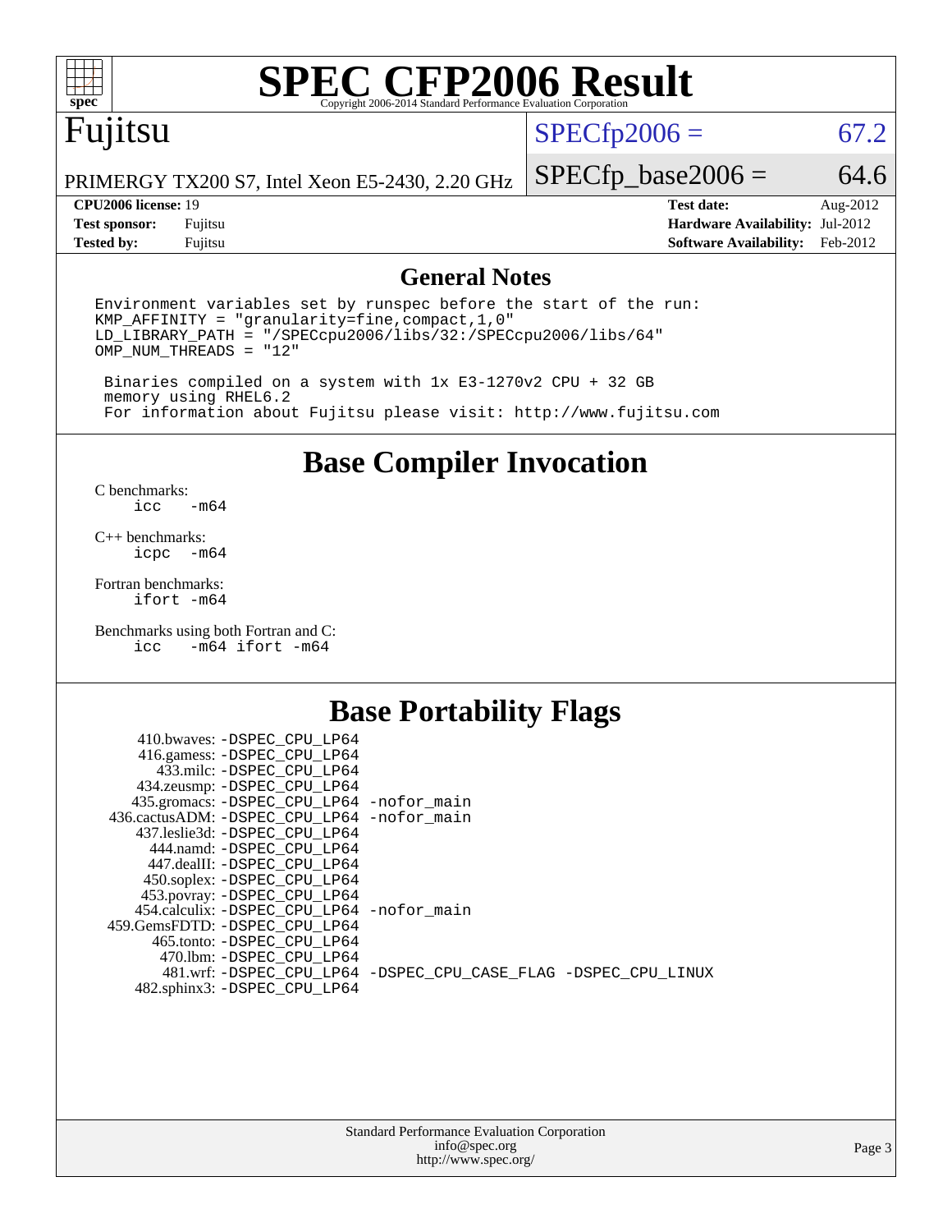# SPEC CFP2006 Result

Copyright 2006-2014 Standard Performance Evaluation Corporation

## Fujitsu

PRIMERGY TX200 S7, Intel Xeon E5-2430, 2.20 GHz

SPECfp2006 = 67.2

SPECfp_base2006 = 64.6

| | | | |
|---|---|---|---|
| **CPU2006 license:** 19 | | **Test date:** | Aug-2012 |
| **Test sponsor:** | Fujitsu | **Hardware Availability:** | Jul-2012 |
| **Tested by:** | Fujitsu | **Software Availability:** | Feb-2012 |

## General Notes

```
Environment variables set by runspec before the start of the run:
KMP_AFFINITY = "granularity=fine,compact,1,0"
LD_LIBRARY_PATH = "/SPECcpu2006/libs/32:/SPECcpu2006/libs/64"
OMP_NUM_THREADS = "12"

 Binaries compiled on a system with 1x E3-1270v2 CPU + 32 GB
 memory using RHEL6.2
 For information about Fujitsu please visit: http://www.fujitsu.com
```

## Base Compiler Invocation

C benchmarks:
```
icc   -m64
```

C++ benchmarks:
```
icpc  -m64
```

Fortran benchmarks:
```
ifort -m64
```

Benchmarks using both Fortran and C:
```
icc   -m64 ifort -m64
```

## Base Portability Flags

```
     410.bwaves: -DSPEC_CPU_LP64
     416.gamess: -DSPEC_CPU_LP64
       433.milc: -DSPEC_CPU_LP64
     434.zeusmp: -DSPEC_CPU_LP64
    435.gromacs: -DSPEC_CPU_LP64 -nofor_main
 436.cactusADM: -DSPEC_CPU_LP64 -nofor_main
    437.leslie3d: -DSPEC_CPU_LP64
       444.namd: -DSPEC_CPU_LP64
     447.dealII: -DSPEC_CPU_LP64
     450.soplex: -DSPEC_CPU_LP64
     453.povray: -DSPEC_CPU_LP64
   454.calculix: -DSPEC_CPU_LP64 -nofor_main
 459.GemsFDTD: -DSPEC_CPU_LP64
      465.tonto: -DSPEC_CPU_LP64
        470.lbm: -DSPEC_CPU_LP64
        481.wrf: -DSPEC_CPU_LP64 -DSPEC_CPU_CASE_FLAG -DSPEC_CPU_LINUX
    482.sphinx3: -DSPEC_CPU_LP64
```

Standard Performance Evaluation Corporation
info@spec.org
http://www.spec.org/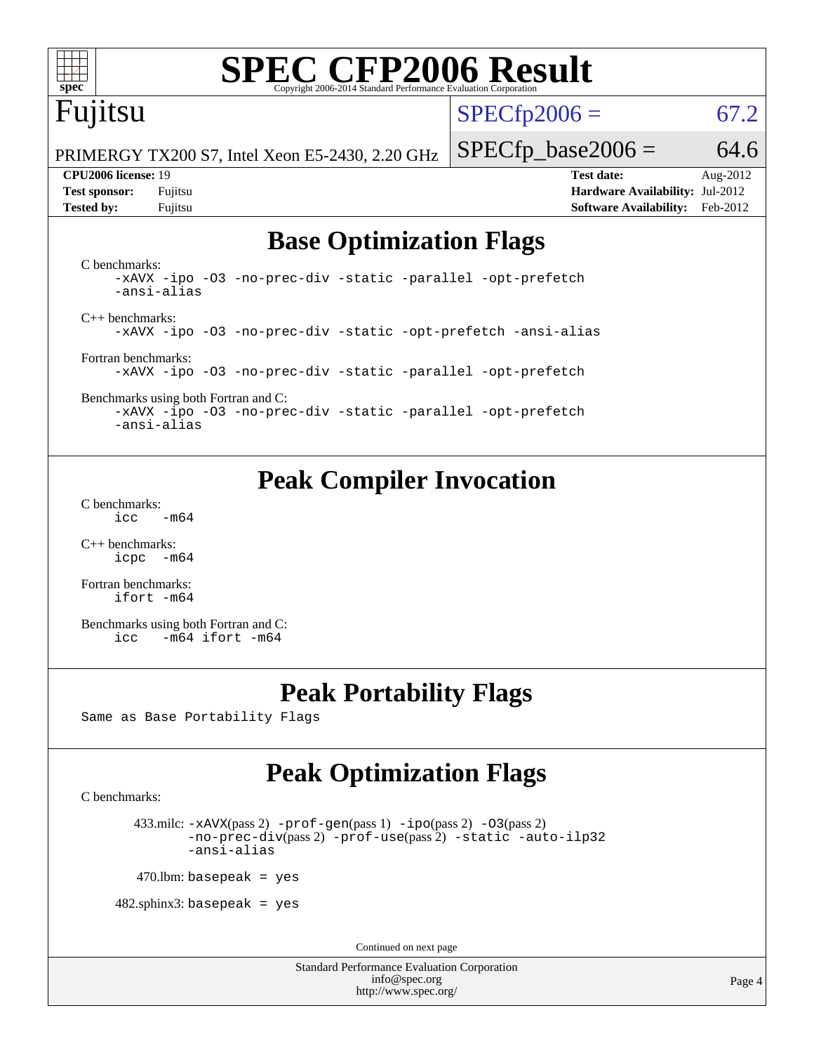# SPEC CFP2006 Result

Copyright 2006-2014 Standard Performance Evaluation Corporation

Fujitsu

PRIMERGY TX200 S7, Intel Xeon E5-2430, 2.20 GHz

SPECfp2006 = 67.2

SPECfp_base2006 = 64.6

| | | | |
|---|---|---|---|
| **CPU2006 license:** 19 | | **Test date:** | Aug-2012 |
| **Test sponsor:** | Fujitsu | **Hardware Availability:** | Jul-2012 |
| **Tested by:** | Fujitsu | **Software Availability:** | Feb-2012 |

## Base Optimization Flags

C benchmarks:

```
-xAVX -ipo -O3 -no-prec-div -static -parallel -opt-prefetch
-ansi-alias
```

C++ benchmarks:

```
-xAVX -ipo -O3 -no-prec-div -static -opt-prefetch -ansi-alias
```

Fortran benchmarks:

```
-xAVX -ipo -O3 -no-prec-div -static -parallel -opt-prefetch
```

Benchmarks using both Fortran and C:

```
-xAVX -ipo -O3 -no-prec-div -static -parallel -opt-prefetch
-ansi-alias
```

## Peak Compiler Invocation

C benchmarks:

```
icc   -m64
```

C++ benchmarks:

```
icpc  -m64
```

Fortran benchmarks:

```
ifort -m64
```

Benchmarks using both Fortran and C:

```
icc   -m64 ifort -m64
```

## Peak Portability Flags

Same as Base Portability Flags

## Peak Optimization Flags

C benchmarks:

433.milc: `-xAVX`(pass 2) `-prof-gen`(pass 1) `-ipo`(pass 2) `-O3`(pass 2) `-no-prec-div`(pass 2) `-prof-use`(pass 2) `-static -auto-ilp32 -ansi-alias`

470.lbm: `basepeak = yes`

482.sphinx3: `basepeak = yes`

Continued on next page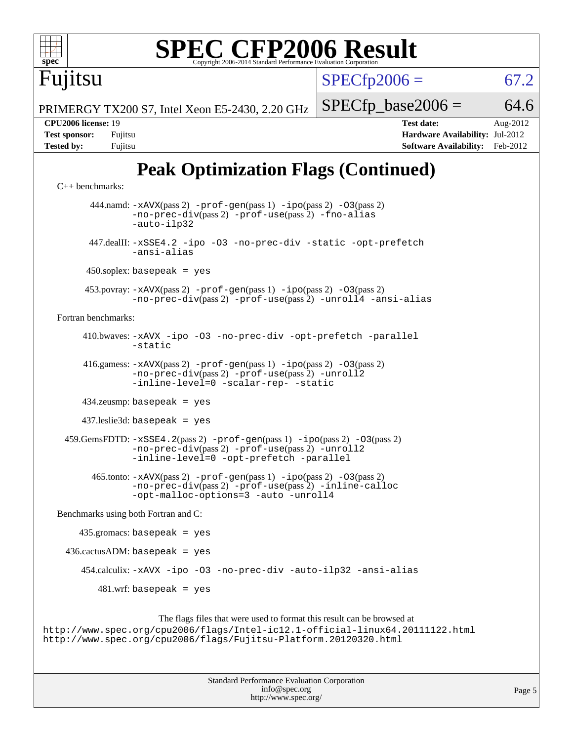# Peak Optimization Flags (Continued)

C++ benchmarks:

444.namd: -xAVX(pass 2) -prof-gen(pass 1) -ipo(pass 2) -O3(pass 2) -no-prec-div(pass 2) -prof-use(pass 2) -fno-alias -auto-ilp32

447.dealII: -xSSE4.2 -ipo -O3 -no-prec-div -static -opt-prefetch -ansi-alias

450.soplex: basepeak = yes

453.povray: -xAVX(pass 2) -prof-gen(pass 1) -ipo(pass 2) -O3(pass 2) -no-prec-div(pass 2) -prof-use(pass 2) -unroll4 -ansi-alias

Fortran benchmarks:

410.bwaves: -xAVX -ipo -O3 -no-prec-div -opt-prefetch -parallel -static

416.gamess: -xAVX(pass 2) -prof-gen(pass 1) -ipo(pass 2) -O3(pass 2) -no-prec-div(pass 2) -prof-use(pass 2) -unroll2 -inline-level=0 -scalar-rep- -static

434.zeusmp: basepeak = yes

437.leslie3d: basepeak = yes

459.GemsFDTD: -xSSE4.2(pass 2) -prof-gen(pass 1) -ipo(pass 2) -O3(pass 2) -no-prec-div(pass 2) -prof-use(pass 2) -unroll2 -inline-level=0 -opt-prefetch -parallel

465.tonto: -xAVX(pass 2) -prof-gen(pass 1) -ipo(pass 2) -O3(pass 2) -no-prec-div(pass 2) -prof-use(pass 2) -inline-calloc -opt-malloc-options=3 -auto -unroll4

Benchmarks using both Fortran and C:

435.gromacs: basepeak = yes

436.cactusADM: basepeak = yes

454.calculix: -xAVX -ipo -O3 -no-prec-div -auto-ilp32 -ansi-alias

481.wrf: basepeak = yes

The flags files that were used to format this result can be browsed at
http://www.spec.org/cpu2006/flags/Intel-ic12.1-official-linux64.20111122.html
http://www.spec.org/cpu2006/flags/Fujitsu-Platform.20120320.html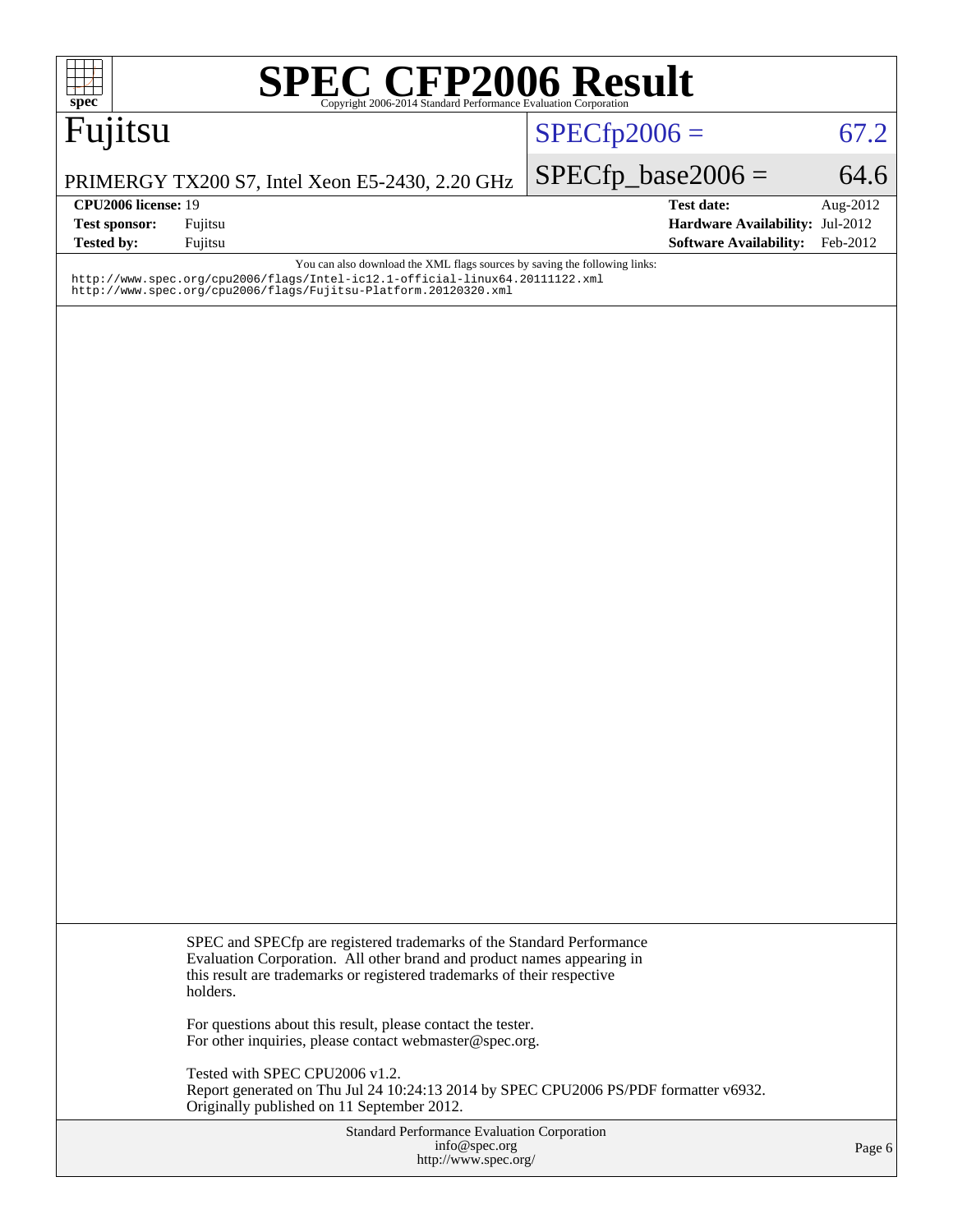You can also download the XML flags sources by saving the following links:

```
http://www.spec.org/cpu2006/flags/Intel-ic12.1-official-linux64.20111122.xml
http://www.spec.org/cpu2006/flags/Fujitsu-Platform.20120320.xml
```

SPEC and SPECfp are registered trademarks of the Standard Performance Evaluation Corporation. All other brand and product names appearing in this result are trademarks or registered trademarks of their respective holders.

For questions about this result, please contact the tester.
For other inquiries, please contact webmaster@spec.org.

Tested with SPEC CPU2006 v1.2.
Report generated on Thu Jul 24 10:24:13 2014 by SPEC CPU2006 PS/PDF formatter v6932.
Originally published on 11 September 2012.